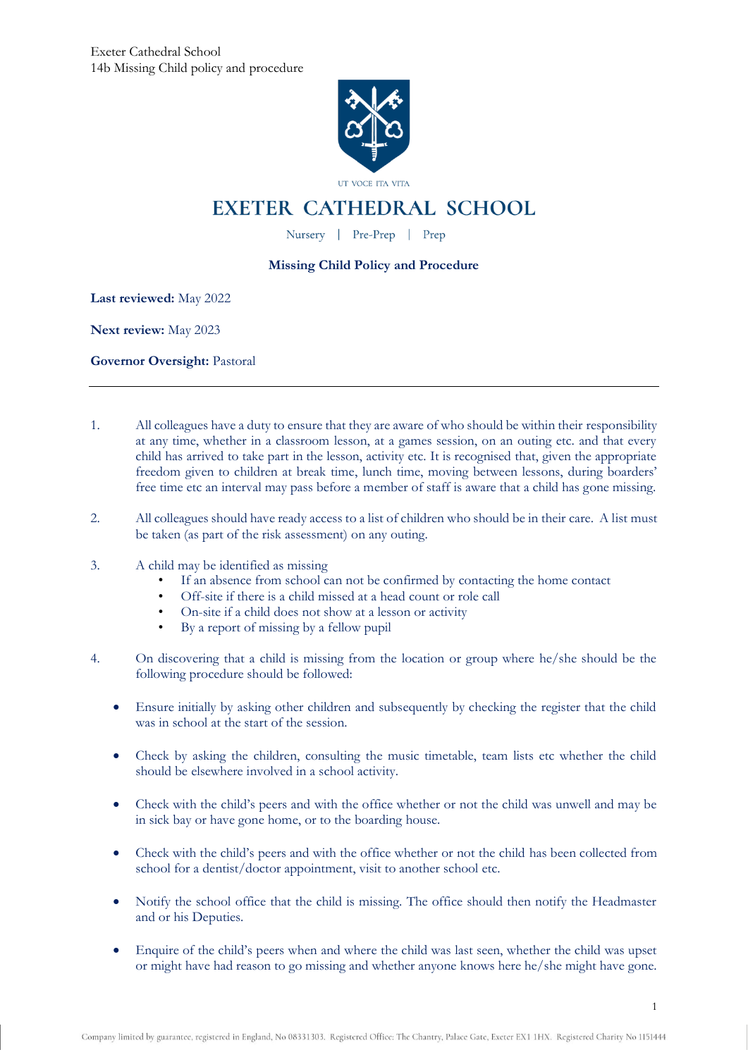Exeter Cathedral School
14b Missing Child policy and procedure

UT VOCE ITA VITA

# EXETER CATHEDRAL SCHOOL

Nursery | Pre-Prep | Prep

## Missing Child Policy and Procedure

**Last reviewed:** May 2022

**Next review:** May 2023

**Governor Oversight:** Pastoral

---

1. All colleagues have a duty to ensure that they are aware of who should be within their responsibility at any time, whether in a classroom lesson, at a games session, on an outing etc. and that every child has arrived to take part in the lesson, activity etc. It is recognised that, given the appropriate freedom given to children at break time, lunch time, moving between lessons, during boarders' free time etc an interval may pass before a member of staff is aware that a child has gone missing.

2. All colleagues should have ready access to a list of children who should be in their care. A list must be taken (as part of the risk assessment) on any outing.

3. A child may be identified as missing
   - If an absence from school can not be confirmed by contacting the home contact
   - Off-site if there is a child missed at a head count or role call
   - On-site if a child does not show at a lesson or activity
   - By a report of missing by a fellow pupil

4. On discovering that a child is missing from the location or group where he/she should be the following procedure should be followed:

   - Ensure initially by asking other children and subsequently by checking the register that the child was in school at the start of the session.

   - Check by asking the children, consulting the music timetable, team lists etc whether the child should be elsewhere involved in a school activity.

   - Check with the child's peers and with the office whether or not the child was unwell and may be in sick bay or have gone home, or to the boarding house.

   - Check with the child's peers and with the office whether or not the child has been collected from school for a dentist/doctor appointment, visit to another school etc.

   - Notify the school office that the child is missing. The office should then notify the Headmaster and or his Deputies.

   - Enquire of the child's peers when and where the child was last seen, whether the child was upset or might have had reason to go missing and whether anyone knows here he/she might have gone.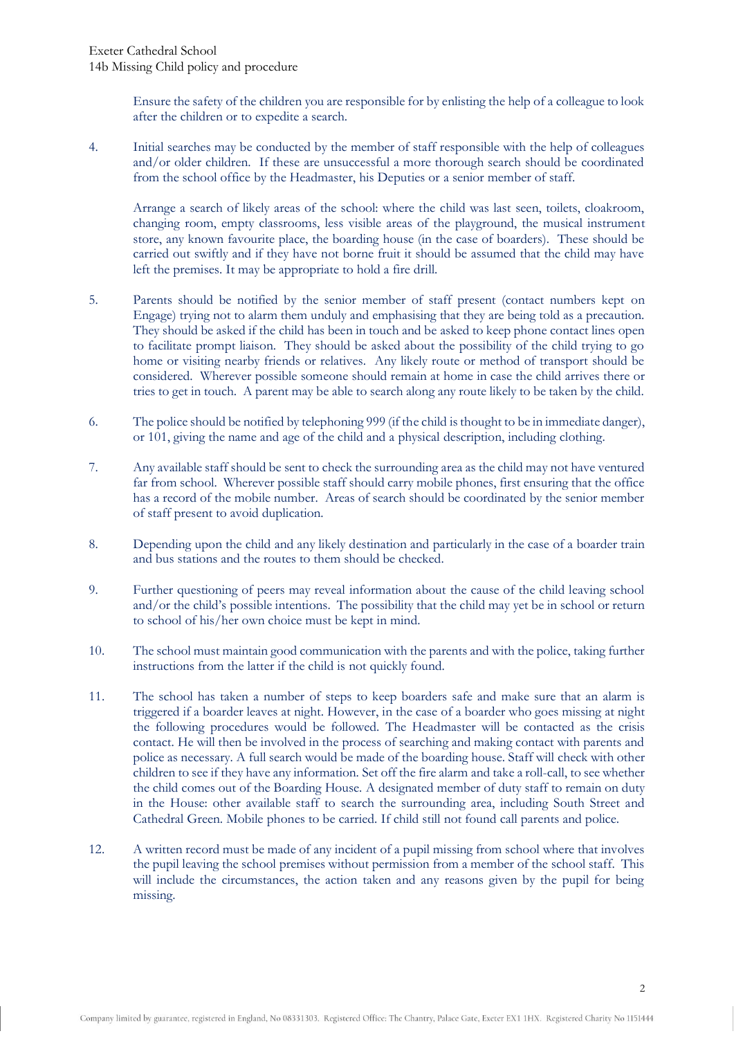Ensure the safety of the children you are responsible for by enlisting the help of a colleague to look after the children or to expedite a search.

4. Initial searches may be conducted by the member of staff responsible with the help of colleagues and/or older children. If these are unsuccessful a more thorough search should be coordinated from the school office by the Headmaster, his Deputies or a senior member of staff.

   Arrange a search of likely areas of the school: where the child was last seen, toilets, cloakroom, changing room, empty classrooms, less visible areas of the playground, the musical instrument store, any known favourite place, the boarding house (in the case of boarders). These should be carried out swiftly and if they have not borne fruit it should be assumed that the child may have left the premises. It may be appropriate to hold a fire drill.

5. Parents should be notified by the senior member of staff present (contact numbers kept on Engage) trying not to alarm them unduly and emphasising that they are being told as a precaution. They should be asked if the child has been in touch and be asked to keep phone contact lines open to facilitate prompt liaison. They should be asked about the possibility of the child trying to go home or visiting nearby friends or relatives. Any likely route or method of transport should be considered. Wherever possible someone should remain at home in case the child arrives there or tries to get in touch. A parent may be able to search along any route likely to be taken by the child.

6. The police should be notified by telephoning 999 (if the child is thought to be in immediate danger), or 101, giving the name and age of the child and a physical description, including clothing.

7. Any available staff should be sent to check the surrounding area as the child may not have ventured far from school. Wherever possible staff should carry mobile phones, first ensuring that the office has a record of the mobile number. Areas of search should be coordinated by the senior member of staff present to avoid duplication.

8. Depending upon the child and any likely destination and particularly in the case of a boarder train and bus stations and the routes to them should be checked.

9. Further questioning of peers may reveal information about the cause of the child leaving school and/or the child's possible intentions. The possibility that the child may yet be in school or return to school of his/her own choice must be kept in mind.

10. The school must maintain good communication with the parents and with the police, taking further instructions from the latter if the child is not quickly found.

11. The school has taken a number of steps to keep boarders safe and make sure that an alarm is triggered if a boarder leaves at night. However, in the case of a boarder who goes missing at night the following procedures would be followed. The Headmaster will be contacted as the crisis contact. He will then be involved in the process of searching and making contact with parents and police as necessary. A full search would be made of the boarding house. Staff will check with other children to see if they have any information. Set off the fire alarm and take a roll-call, to see whether the child comes out of the Boarding House. A designated member of duty staff to remain on duty in the House: other available staff to search the surrounding area, including South Street and Cathedral Green. Mobile phones to be carried. If child still not found call parents and police.

12. A written record must be made of any incident of a pupil missing from school where that involves the pupil leaving the school premises without permission from a member of the school staff. This will include the circumstances, the action taken and any reasons given by the pupil for being missing.